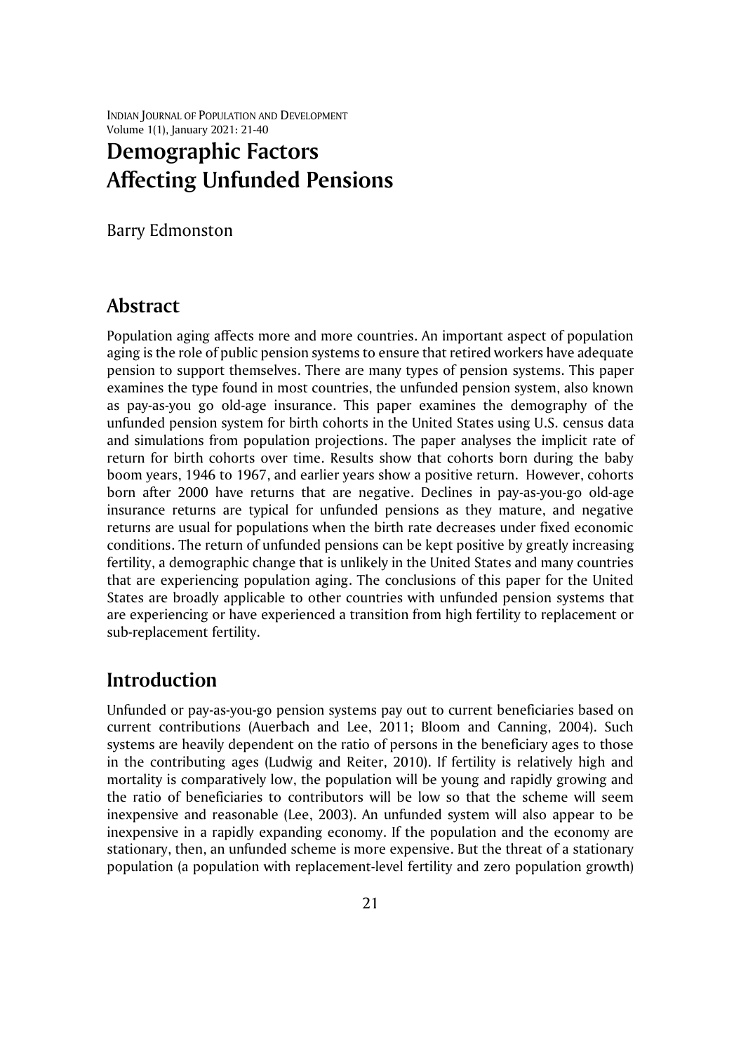# Demographic Factors Affecting Unfunded Pensions

Barry Edmonston

## Abstract

Population aging affects more and more countries. An important aspect of population aging is the role of public pension systems to ensure that retired workers have adequate pension to support themselves. There are many types of pension systems. This paper examines the type found in most countries, the unfunded pension system, also known as pay-as-you go old-age insurance. This paper examines the demography of the unfunded pension system for birth cohorts in the United States using U.S. census data and simulations from population projections. The paper analyses the implicit rate of return for birth cohorts over time. Results show that cohorts born during the baby boom years, 1946 to 1967, and earlier years show a positive return. However, cohorts born after 2000 have returns that are negative. Declines in pay-as-you-go old-age insurance returns are typical for unfunded pensions as they mature, and negative returns are usual for populations when the birth rate decreases under fixed economic conditions. The return of unfunded pensions can be kept positive by greatly increasing fertility, a demographic change that is unlikely in the United States and many countries that are experiencing population aging. The conclusions of this paper for the United States are broadly applicable to other countries with unfunded pension systems that are experiencing or have experienced a transition from high fertility to replacement or sub-replacement fertility.

## Introduction

Unfunded or pay-as-you-go pension systems pay out to current beneficiaries based on current contributions (Auerbach and Lee, 2011; Bloom and Canning, 2004). Such systems are heavily dependent on the ratio of persons in the beneficiary ages to those in the contributing ages (Ludwig and Reiter, 2010). If fertility is relatively high and mortality is comparatively low, the population will be young and rapidly growing and the ratio of beneficiaries to contributors will be low so that the scheme will seem inexpensive and reasonable (Lee, 2003). An unfunded system will also appear to be inexpensive in a rapidly expanding economy. If the population and the economy are stationary, then, an unfunded scheme is more expensive. But the threat of a stationary population (a population with replacement-level fertility and zero population growth)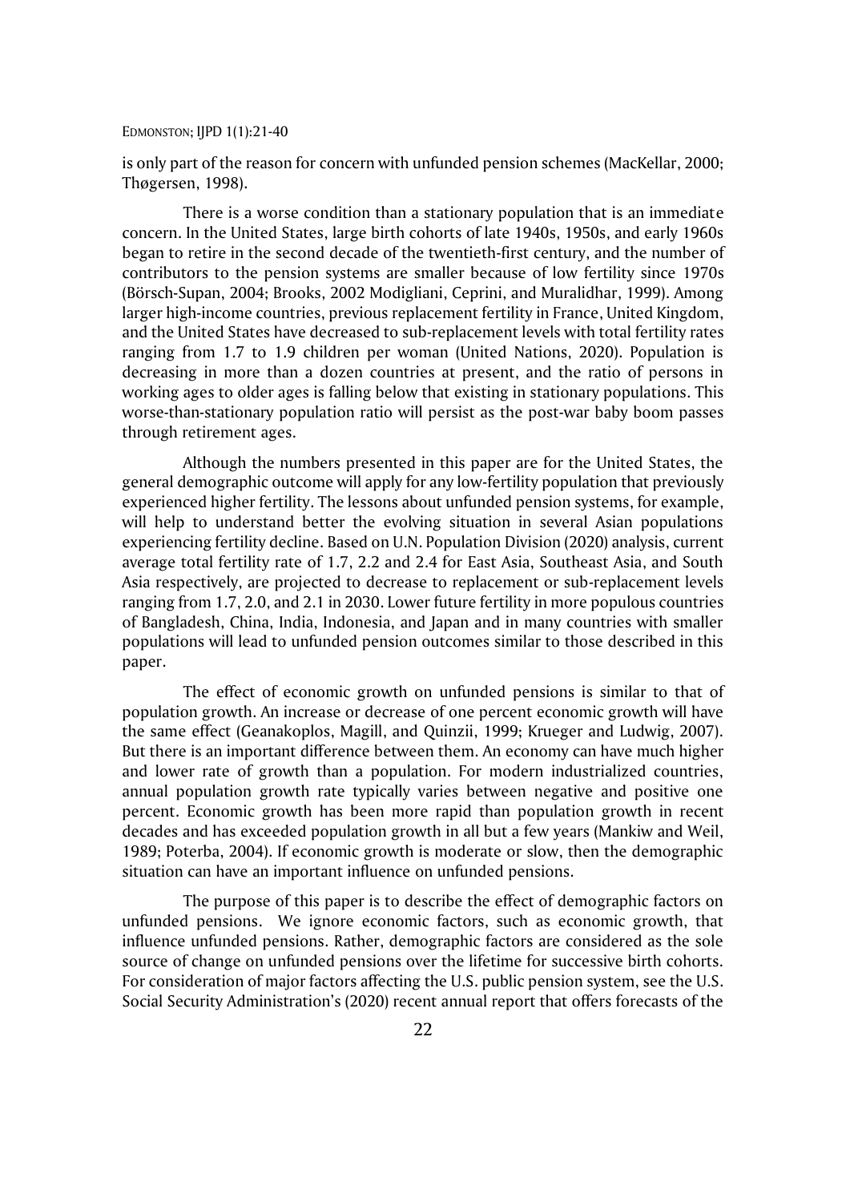is only part of the reason for concern with unfunded pension schemes (MacKellar, 2000; Thøgersen, 1998).

There is a worse condition than a stationary population that is an immediate concern. In the United States, large birth cohorts of late 1940s, 1950s, and early 1960s began to retire in the second decade of the twentieth-first century, and the number of contributors to the pension systems are smaller because of low fertility since 1970s (Börsch-Supan, 2004; Brooks, 2002 Modigliani, Ceprini, and Muralidhar, 1999). Among larger high-income countries, previous replacement fertility in France, United Kingdom, and the United States have decreased to sub-replacement levels with total fertility rates ranging from 1.7 to 1.9 children per woman (United Nations, 2020). Population is decreasing in more than a dozen countries at present, and the ratio of persons in working ages to older ages is falling below that existing in stationary populations. This worse-than-stationary population ratio will persist as the post-war baby boom passes through retirement ages.

Although the numbers presented in this paper are for the United States, the general demographic outcome will apply for any low-fertility population that previously experienced higher fertility. The lessons about unfunded pension systems, for example, will help to understand better the evolving situation in several Asian populations experiencing fertility decline. Based on U.N. Population Division (2020) analysis, current average total fertility rate of 1.7, 2.2 and 2.4 for East Asia, Southeast Asia, and South Asia respectively, are projected to decrease to replacement or sub-replacement levels ranging from 1.7, 2.0, and 2.1 in 2030. Lower future fertility in more populous countries of Bangladesh, China, India, Indonesia, and Japan and in many countries with smaller populations will lead to unfunded pension outcomes similar to those described in this paper.

The effect of economic growth on unfunded pensions is similar to that of population growth. An increase or decrease of one percent economic growth will have the same effect (Geanakoplos, Magill, and Quinzii, 1999; Krueger and Ludwig, 2007). But there is an important difference between them. An economy can have much higher and lower rate of growth than a population. For modern industrialized countries, annual population growth rate typically varies between negative and positive one percent. Economic growth has been more rapid than population growth in recent decades and has exceeded population growth in all but a few years (Mankiw and Weil, 1989; Poterba, 2004). If economic growth is moderate or slow, then the demographic situation can have an important influence on unfunded pensions.

The purpose of this paper is to describe the effect of demographic factors on unfunded pensions. We ignore economic factors, such as economic growth, that influence unfunded pensions. Rather, demographic factors are considered as the sole source of change on unfunded pensions over the lifetime for successive birth cohorts. For consideration of major factors affecting the U.S. public pension system, see the U.S. Social Security Administration's (2020) recent annual report that offers forecasts of the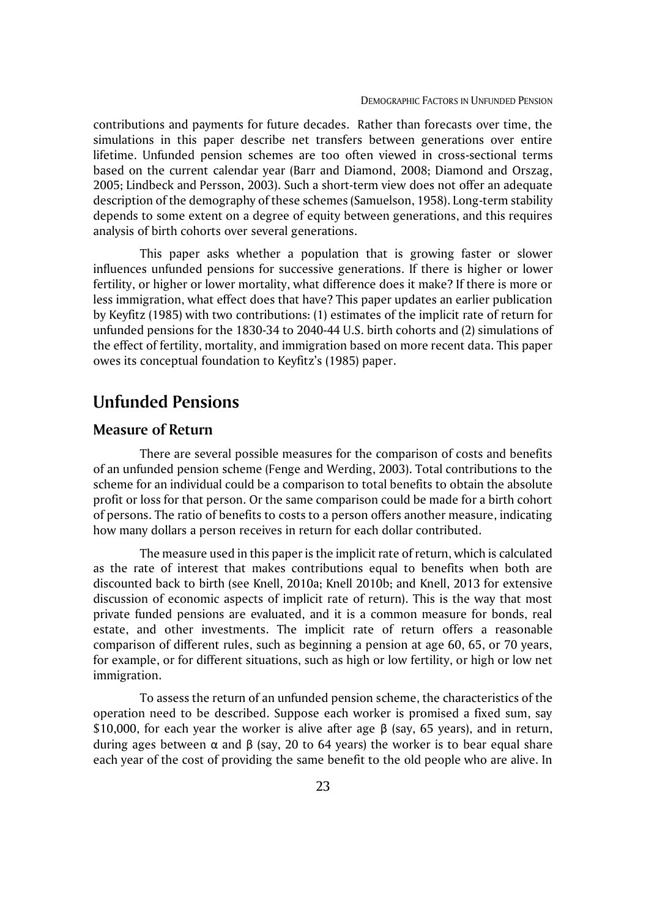contributions and payments for future decades. Rather than forecasts over time, the simulations in this paper describe net transfers between generations over entire lifetime. Unfunded pension schemes are too often viewed in cross-sectional terms based on the current calendar year (Barr and Diamond, 2008; Diamond and Orszag, 2005; Lindbeck and Persson, 2003). Such a short-term view does not offer an adequate description of the demography of these schemes (Samuelson, 1958). Long-term stability depends to some extent on a degree of equity between generations, and this requires analysis of birth cohorts over several generations.

This paper asks whether a population that is growing faster or slower influences unfunded pensions for successive generations. If there is higher or lower fertility, or higher or lower mortality, what difference does it make? If there is more or less immigration, what effect does that have? This paper updates an earlier publication by Keyfitz (1985) with two contributions: (1) estimates of the implicit rate of return for unfunded pensions for the 1830-34 to 2040-44 U.S. birth cohorts and (2) simulations of the effect of fertility, mortality, and immigration based on more recent data. This paper owes its conceptual foundation to Keyfitz's (1985) paper.

## Unfunded Pensions

### Measure of Return

There are several possible measures for the comparison of costs and benefits of an unfunded pension scheme (Fenge and Werding, 2003). Total contributions to the scheme for an individual could be a comparison to total benefits to obtain the absolute profit or loss for that person. Or the same comparison could be made for a birth cohort of persons. The ratio of benefits to costs to a person offers another measure, indicating how many dollars a person receives in return for each dollar contributed.

The measure used in this paper is the implicit rate of return, which is calculated as the rate of interest that makes contributions equal to benefits when both are discounted back to birth (see Knell, 2010a; Knell 2010b; and Knell, 2013 for extensive discussion of economic aspects of implicit rate of return). This is the way that most private funded pensions are evaluated, and it is a common measure for bonds, real estate, and other investments. The implicit rate of return offers a reasonable comparison of different rules, such as beginning a pension at age 60, 65, or 70 years, for example, or for different situations, such as high or low fertility, or high or low net immigration.

To assess the return of an unfunded pension scheme, the characteristics of the operation need to be described. Suppose each worker is promised a fixed sum, say \$10,000, for each year the worker is alive after age $\beta$ (say, 65 years), and in return, during ages between $\alpha$ and $\beta$ (say, 20 to 64 years) the worker is to bear equal share each year of the cost of providing the same benefit to the old people who are alive. In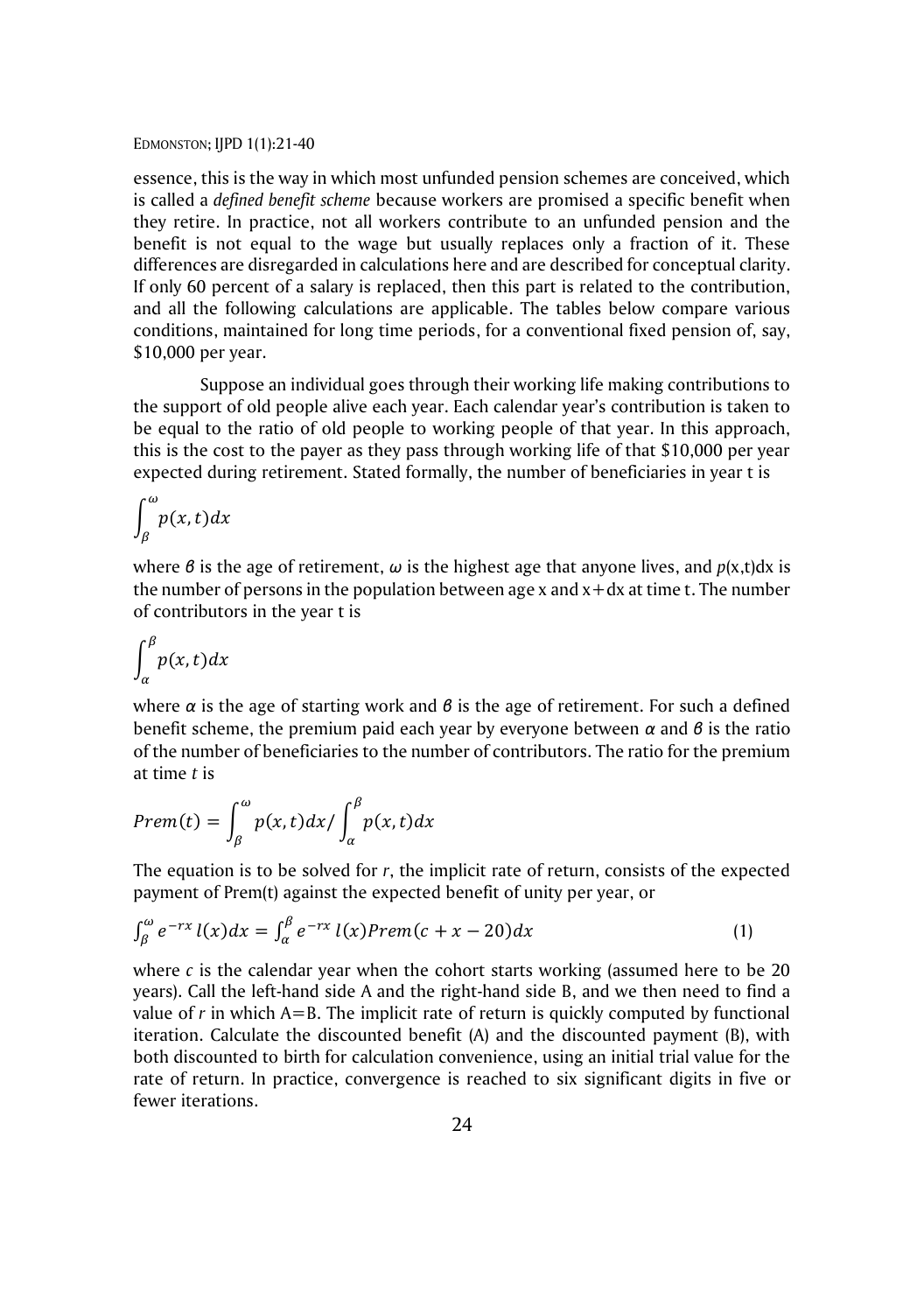essence, this is the way in which most unfunded pension schemes are conceived, which is called a *defined benefit scheme* because workers are promised a specific benefit when they retire. In practice, not all workers contribute to an unfunded pension and the benefit is not equal to the wage but usually replaces only a fraction of it. These differences are disregarded in calculations here and are described for conceptual clarity. If only 60 percent of a salary is replaced, then this part is related to the contribution, and all the following calculations are applicable. The tables below compare various conditions, maintained for long time periods, for a conventional fixed pension of, say, \$10,000 per year.

Suppose an individual goes through their working life making contributions to the support of old people alive each year. Each calendar year's contribution is taken to be equal to the ratio of old people to working people of that year. In this approach, this is the cost to the payer as they pass through working life of that \$10,000 per year expected during retirement. Stated formally, the number of beneficiaries in year t is

$$\int_{\beta}^{\omega} p(x,t)dx$$

where $\beta$ is the age of retirement, $\omega$ is the highest age that anyone lives, and $p(x,t)dx$ is the number of persons in the population between age x and x+dx at time t. The number of contributors in the year t is

$$\int_{\alpha}^{\beta} p(x,t)dx$$

where $\alpha$ is the age of starting work and $\beta$ is the age of retirement. For such a defined benefit scheme, the premium paid each year by everyone between $\alpha$ and $\beta$ is the ratio of the number of beneficiaries to the number of contributors. The ratio for the premium at time $t$ is

$$Prem(t) = \int_{\beta}^{\omega} p(x,t)dx / \int_{\alpha}^{\beta} p(x,t)dx$$

The equation is to be solved for $r$, the implicit rate of return, consists of the expected payment of Prem(t) against the expected benefit of unity per year, or

$$\int_{\beta}^{\omega} e^{-rx}\, l(x)dx = \int_{\alpha}^{\beta} e^{-rx}\, l(x) Prem(c + x - 20)dx \qquad (1)$$

where $c$ is the calendar year when the cohort starts working (assumed here to be 20 years). Call the left-hand side A and the right-hand side B, and we then need to find a value of $r$ in which A=B. The implicit rate of return is quickly computed by functional iteration. Calculate the discounted benefit (A) and the discounted payment (B), with both discounted to birth for calculation convenience, using an initial trial value for the rate of return. In practice, convergence is reached to six significant digits in five or fewer iterations.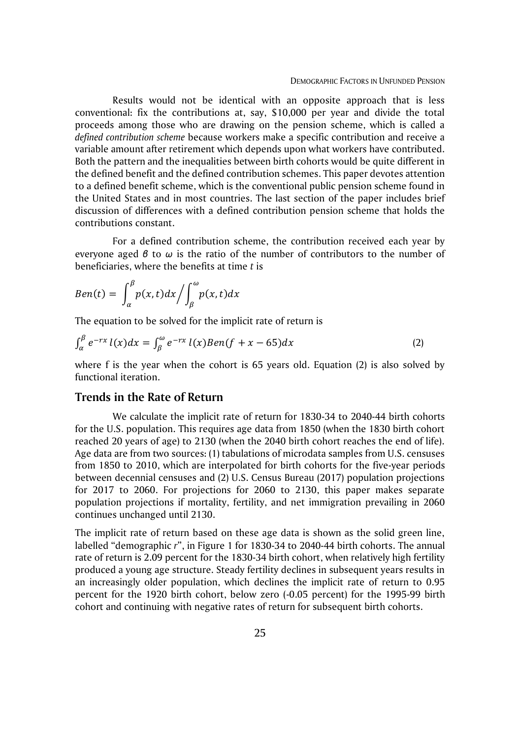Results would not be identical with an opposite approach that is less conventional: fix the contributions at, say, $10,000 per year and divide the total proceeds among those who are drawing on the pension scheme, which is called a *defined contribution scheme* because workers make a specific contribution and receive a variable amount after retirement which depends upon what workers have contributed. Both the pattern and the inequalities between birth cohorts would be quite different in the defined benefit and the defined contribution schemes. This paper devotes attention to a defined benefit scheme, which is the conventional public pension scheme found in the United States and in most countries. The last section of the paper includes brief discussion of differences with a defined contribution pension scheme that holds the contributions constant.

For a defined contribution scheme, the contribution received each year by everyone aged $\beta$ to $\omega$ is the ratio of the number of contributors to the number of beneficiaries, where the benefits at time $t$ is

$$Ben(t) = \int_{\alpha}^{\beta} p(x,t)dx \Big/ \int_{\beta}^{\omega} p(x,t)dx$$

The equation to be solved for the implicit rate of return is

$$\int_{\alpha}^{\beta} e^{-rx}\, l(x)dx = \int_{\beta}^{\omega} e^{-rx}\, l(x)Ben(f + x - 65)dx \qquad (2)$$

where f is the year when the cohort is 65 years old. Equation (2) is also solved by functional iteration.

## Trends in the Rate of Return

We calculate the implicit rate of return for 1830-34 to 2040-44 birth cohorts for the U.S. population. This requires age data from 1850 (when the 1830 birth cohort reached 20 years of age) to 2130 (when the 2040 birth cohort reaches the end of life). Age data are from two sources: (1) tabulations of microdata samples from U.S. censuses from 1850 to 2010, which are interpolated for birth cohorts for the five-year periods between decennial censuses and (2) U.S. Census Bureau (2017) population projections for 2017 to 2060. For projections for 2060 to 2130, this paper makes separate population projections if mortality, fertility, and net immigration prevailing in 2060 continues unchanged until 2130.

The implicit rate of return based on these age data is shown as the solid green line, labelled "demographic *r*", in Figure 1 for 1830-34 to 2040-44 birth cohorts. The annual rate of return is 2.09 percent for the 1830-34 birth cohort, when relatively high fertility produced a young age structure. Steady fertility declines in subsequent years results in an increasingly older population, which declines the implicit rate of return to 0.95 percent for the 1920 birth cohort, below zero (-0.05 percent) for the 1995-99 birth cohort and continuing with negative rates of return for subsequent birth cohorts.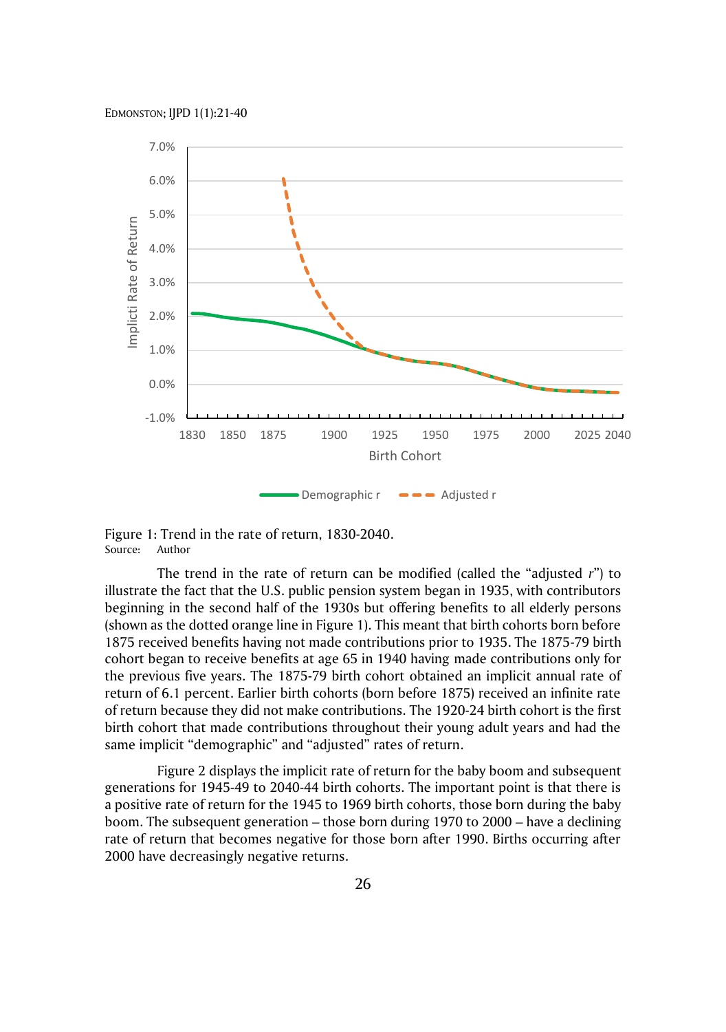Figure 1: Trend in the rate of return, 1830-2040.
Source: Author

The trend in the rate of return can be modified (called the "adjusted *r*") to illustrate the fact that the U.S. public pension system began in 1935, with contributors beginning in the second half of the 1930s but offering benefits to all elderly persons (shown as the dotted orange line in Figure 1). This meant that birth cohorts born before 1875 received benefits having not made contributions prior to 1935. The 1875-79 birth cohort began to receive benefits at age 65 in 1940 having made contributions only for the previous five years. The 1875-79 birth cohort obtained an implicit annual rate of return of 6.1 percent. Earlier birth cohorts (born before 1875) received an infinite rate of return because they did not make contributions. The 1920-24 birth cohort is the first birth cohort that made contributions throughout their young adult years and had the same implicit "demographic" and "adjusted" rates of return.

Figure 2 displays the implicit rate of return for the baby boom and subsequent generations for 1945-49 to 2040-44 birth cohorts. The important point is that there is a positive rate of return for the 1945 to 1969 birth cohorts, those born during the baby boom. The subsequent generation – those born during 1970 to 2000 – have a declining rate of return that becomes negative for those born after 1990. Births occurring after 2000 have decreasingly negative returns.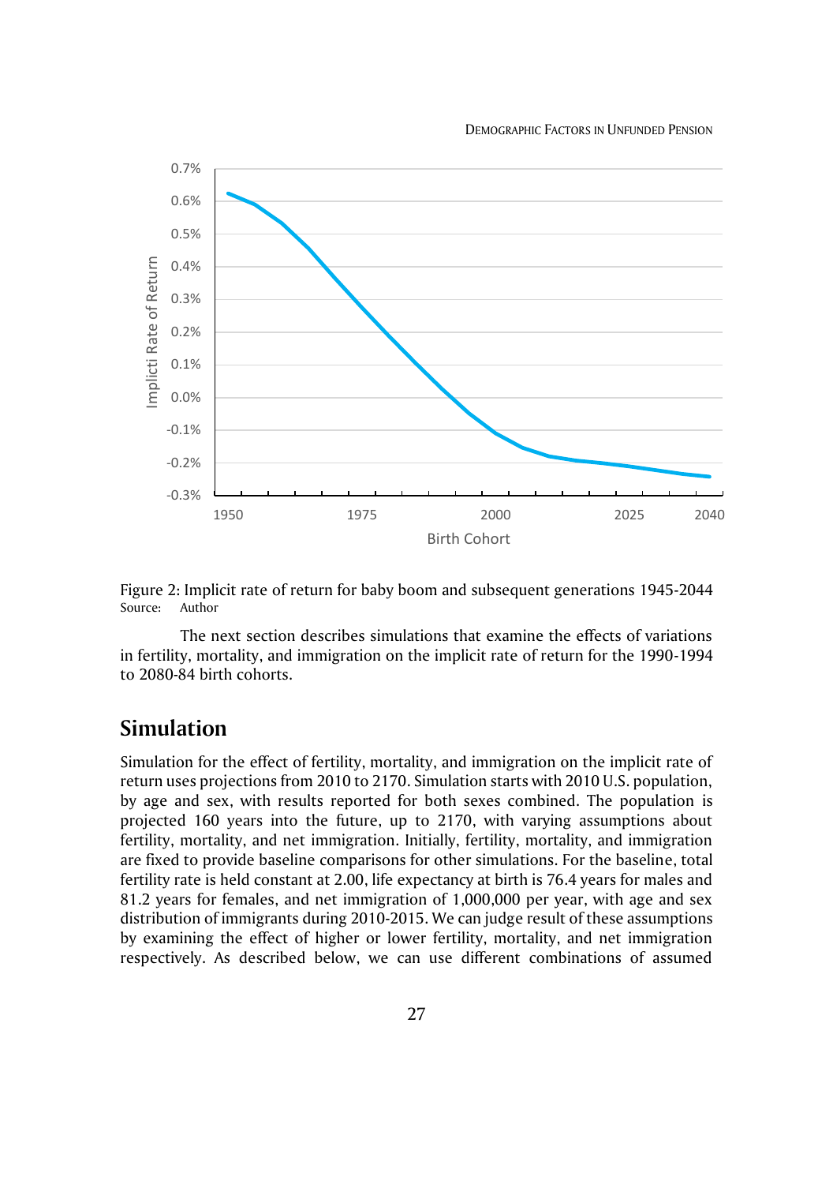Figure 2: Implicit rate of return for baby boom and subsequent generations 1945-2044
Source: Author

The next section describes simulations that examine the effects of variations in fertility, mortality, and immigration on the implicit rate of return for the 1990-1994 to 2080-84 birth cohorts.

## Simulation

Simulation for the effect of fertility, mortality, and immigration on the implicit rate of return uses projections from 2010 to 2170. Simulation starts with 2010 U.S. population, by age and sex, with results reported for both sexes combined. The population is projected 160 years into the future, up to 2170, with varying assumptions about fertility, mortality, and net immigration. Initially, fertility, mortality, and immigration are fixed to provide baseline comparisons for other simulations. For the baseline, total fertility rate is held constant at 2.00, life expectancy at birth is 76.4 years for males and 81.2 years for females, and net immigration of 1,000,000 per year, with age and sex distribution of immigrants during 2010-2015. We can judge result of these assumptions by examining the effect of higher or lower fertility, mortality, and net immigration respectively. As described below, we can use different combinations of assumed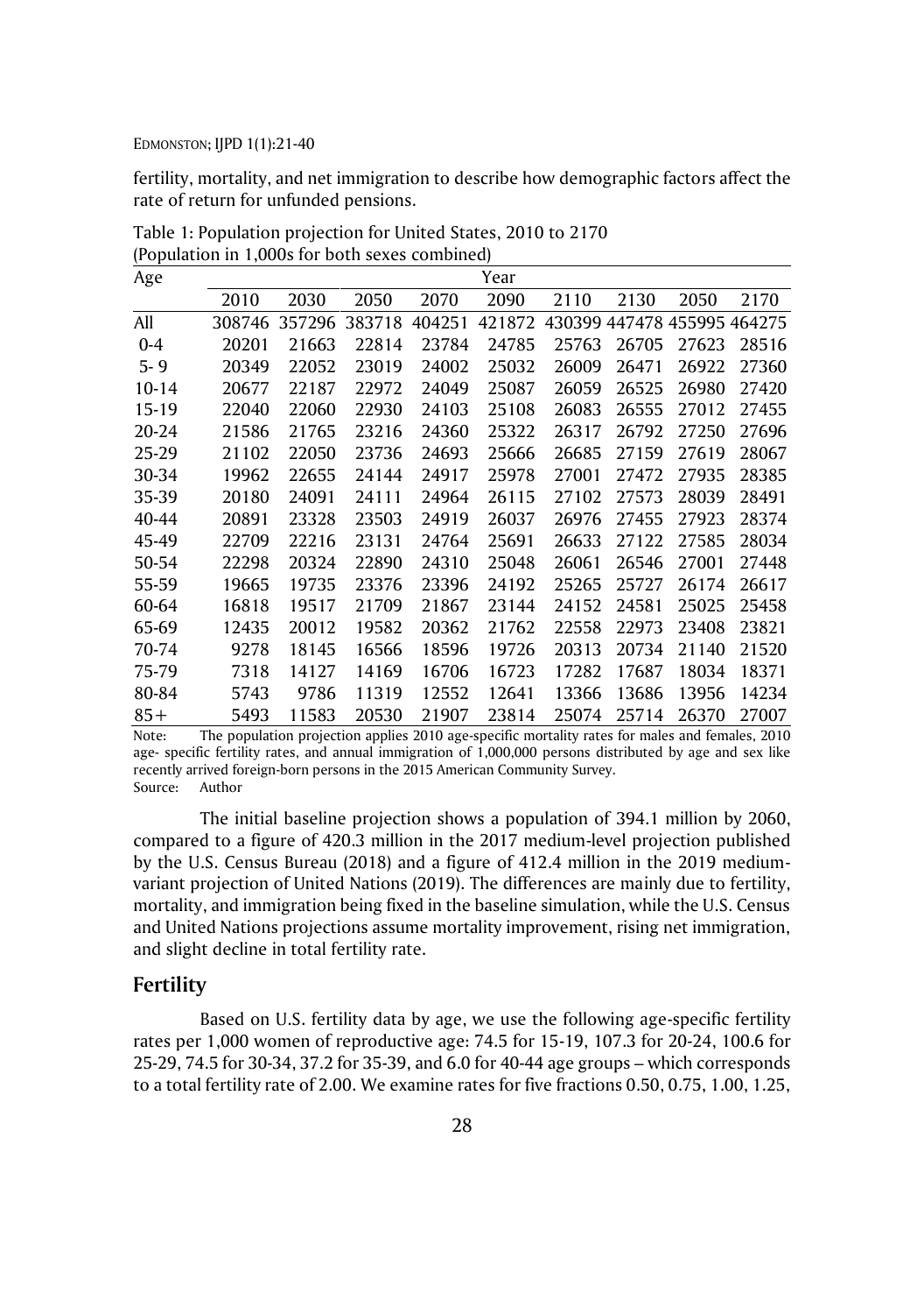fertility, mortality, and net immigration to describe how demographic factors affect the rate of return for unfunded pensions.

Table 1: Population projection for United States, 2010 to 2170
(Population in 1,000s for both sexes combined)

| Age | Year | | | | | | | | |
|---|---|---|---|---|---|---|---|---|---|
| | 2010 | 2030 | 2050 | 2070 | 2090 | 2110 | 2130 | 2050 | 2170 |
| All | 308746 | 357296 | 383718 | 404251 | 421872 | 430399 | 447478 | 455995 | 464275 |
| 0-4 | 20201 | 21663 | 22814 | 23784 | 24785 | 25763 | 26705 | 27623 | 28516 |
| 5- 9 | 20349 | 22052 | 23019 | 24002 | 25032 | 26009 | 26471 | 26922 | 27360 |
| 10-14 | 20677 | 22187 | 22972 | 24049 | 25087 | 26059 | 26525 | 26980 | 27420 |
| 15-19 | 22040 | 22060 | 22930 | 24103 | 25108 | 26083 | 26555 | 27012 | 27455 |
| 20-24 | 21586 | 21765 | 23216 | 24360 | 25322 | 26317 | 26792 | 27250 | 27696 |
| 25-29 | 21102 | 22050 | 23736 | 24693 | 25666 | 26685 | 27159 | 27619 | 28067 |
| 30-34 | 19962 | 22655 | 24144 | 24917 | 25978 | 27001 | 27472 | 27935 | 28385 |
| 35-39 | 20180 | 24091 | 24111 | 24964 | 26115 | 27102 | 27573 | 28039 | 28491 |
| 40-44 | 20891 | 23328 | 23503 | 24919 | 26037 | 26976 | 27455 | 27923 | 28374 |
| 45-49 | 22709 | 22216 | 23131 | 24764 | 25691 | 26633 | 27122 | 27585 | 28034 |
| 50-54 | 22298 | 20324 | 22890 | 24310 | 25048 | 26061 | 26546 | 27001 | 27448 |
| 55-59 | 19665 | 19735 | 23376 | 23396 | 24192 | 25265 | 25727 | 26174 | 26617 |
| 60-64 | 16818 | 19517 | 21709 | 21867 | 23144 | 24152 | 24581 | 25025 | 25458 |
| 65-69 | 12435 | 20012 | 19582 | 20362 | 21762 | 22558 | 22973 | 23408 | 23821 |
| 70-74 | 9278 | 18145 | 16566 | 18596 | 19726 | 20313 | 20734 | 21140 | 21520 |
| 75-79 | 7318 | 14127 | 14169 | 16706 | 16723 | 17282 | 17687 | 18034 | 18371 |
| 80-84 | 5743 | 9786 | 11319 | 12552 | 12641 | 13366 | 13686 | 13956 | 14234 |
| 85+ | 5493 | 11583 | 20530 | 21907 | 23814 | 25074 | 25714 | 26370 | 27007 |

Note: The population projection applies 2010 age-specific mortality rates for males and females, 2010 age- specific fertility rates, and annual immigration of 1,000,000 persons distributed by age and sex like recently arrived foreign-born persons in the 2015 American Community Survey.
Source: Author

The initial baseline projection shows a population of 394.1 million by 2060, compared to a figure of 420.3 million in the 2017 medium-level projection published by the U.S. Census Bureau (2018) and a figure of 412.4 million in the 2019 medium-variant projection of United Nations (2019). The differences are mainly due to fertility, mortality, and immigration being fixed in the baseline simulation, while the U.S. Census and United Nations projections assume mortality improvement, rising net immigration, and slight decline in total fertility rate.

## Fertility

Based on U.S. fertility data by age, we use the following age-specific fertility rates per 1,000 women of reproductive age: 74.5 for 15-19, 107.3 for 20-24, 100.6 for 25-29, 74.5 for 30-34, 37.2 for 35-39, and 6.0 for 40-44 age groups – which corresponds to a total fertility rate of 2.00. We examine rates for five fractions 0.50, 0.75, 1.00, 1.25,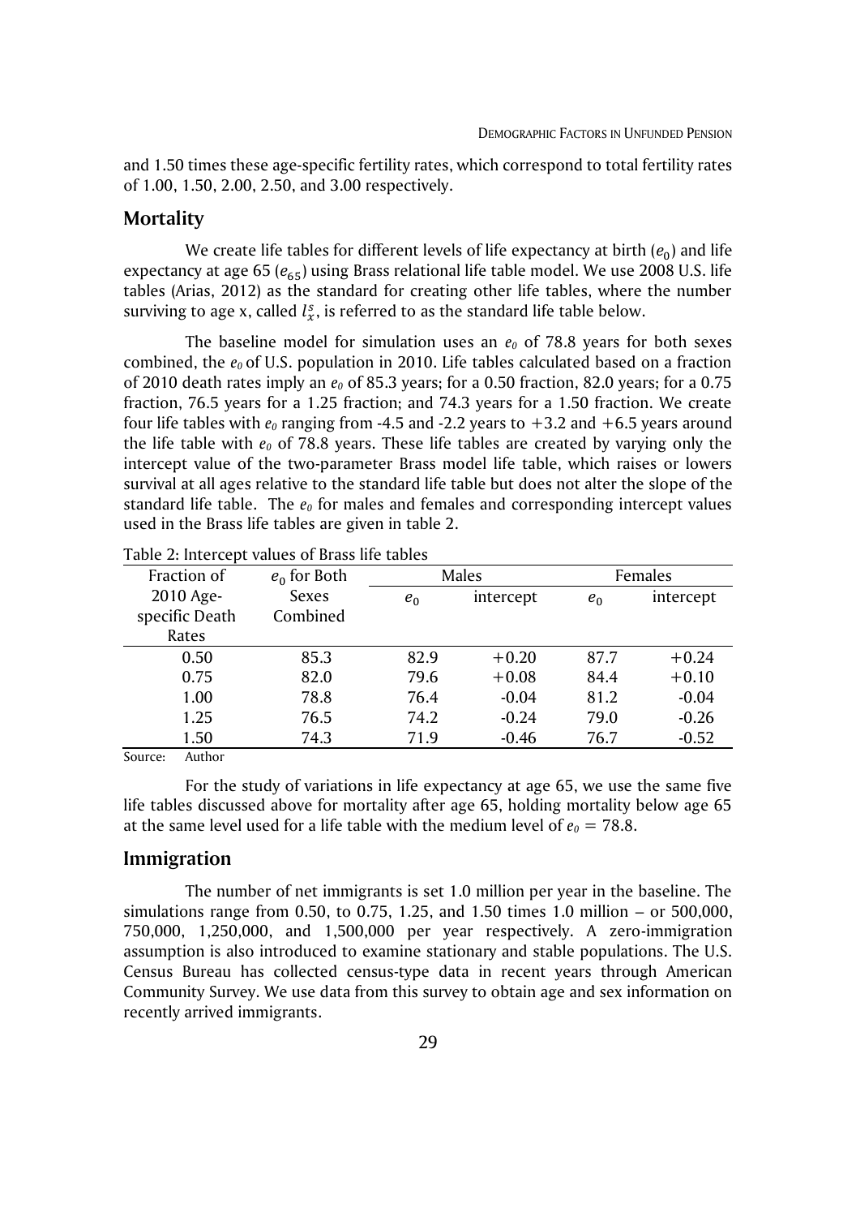and 1.50 times these age-specific fertility rates, which correspond to total fertility rates of 1.00, 1.50, 2.00, 2.50, and 3.00 respectively.

## Mortality

We create life tables for different levels of life expectancy at birth ($e_0$) and life expectancy at age 65 ($e_{65}$) using Brass relational life table model. We use 2008 U.S. life tables (Arias, 2012) as the standard for creating other life tables, where the number surviving to age x, called $l_x^s$, is referred to as the standard life table below.

The baseline model for simulation uses an $e_0$ of 78.8 years for both sexes combined, the $e_0$ of U.S. population in 2010. Life tables calculated based on a fraction of 2010 death rates imply an $e_0$ of 85.3 years; for a 0.50 fraction, 82.0 years; for a 0.75 fraction, 76.5 years for a 1.25 fraction; and 74.3 years for a 1.50 fraction. We create four life tables with $e_0$ ranging from -4.5 and -2.2 years to +3.2 and +6.5 years around the life table with $e_0$ of 78.8 years. These life tables are created by varying only the intercept value of the two-parameter Brass model life table, which raises or lowers survival at all ages relative to the standard life table but does not alter the slope of the standard life table. The $e_0$ for males and females and corresponding intercept values used in the Brass life tables are given in table 2.

Table 2: Intercept values of Brass life tables

| Fraction of 2010 Age-specific Death Rates | $e_0$ for Both Sexes Combined | Males | | Females | |
|---|---|---|---|---|---|
| | | $e_0$ | intercept | $e_0$ | intercept |
| 0.50 | 85.3 | 82.9 | +0.20 | 87.7 | +0.24 |
| 0.75 | 82.0 | 79.6 | +0.08 | 84.4 | +0.10 |
| 1.00 | 78.8 | 76.4 | -0.04 | 81.2 | -0.04 |
| 1.25 | 76.5 | 74.2 | -0.24 | 79.0 | -0.26 |
| 1.50 | 74.3 | 71.9 | -0.46 | 76.7 | -0.52 |

Source: Author

For the study of variations in life expectancy at age 65, we use the same five life tables discussed above for mortality after age 65, holding mortality below age 65 at the same level used for a life table with the medium level of $e_0 = 78.8$.

## Immigration

The number of net immigrants is set 1.0 million per year in the baseline. The simulations range from 0.50, to 0.75, 1.25, and 1.50 times 1.0 million – or 500,000, 750,000, 1,250,000, and 1,500,000 per year respectively. A zero-immigration assumption is also introduced to examine stationary and stable populations. The U.S. Census Bureau has collected census-type data in recent years through American Community Survey. We use data from this survey to obtain age and sex information on recently arrived immigrants.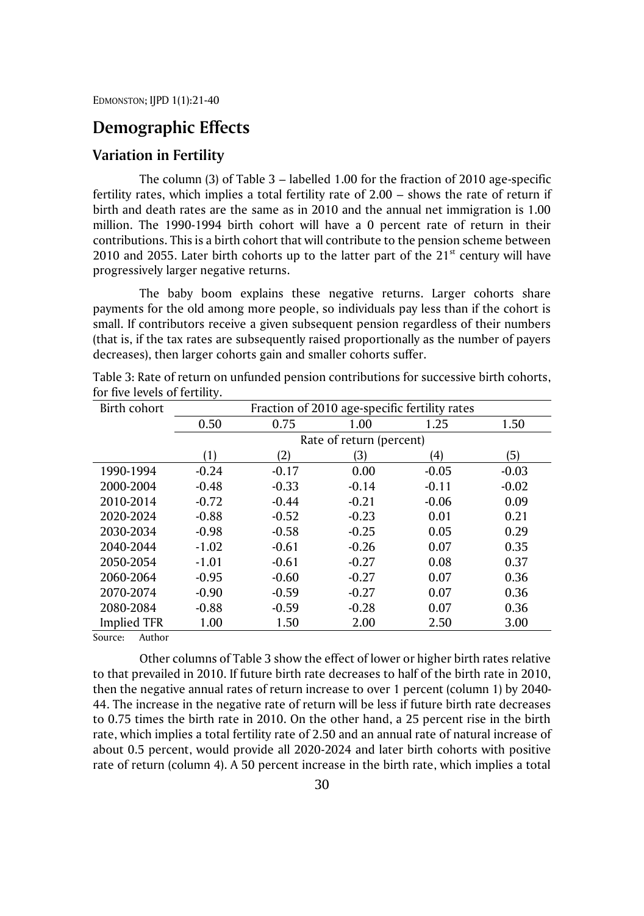## Demographic Effects

### Variation in Fertility

The column (3) of Table 3 – labelled 1.00 for the fraction of 2010 age-specific fertility rates, which implies a total fertility rate of 2.00 – shows the rate of return if birth and death rates are the same as in 2010 and the annual net immigration is 1.00 million. The 1990-1994 birth cohort will have a 0 percent rate of return in their contributions. This is a birth cohort that will contribute to the pension scheme between 2010 and 2055. Later birth cohorts up to the latter part of the 21st century will have progressively larger negative returns.

The baby boom explains these negative returns. Larger cohorts share payments for the old among more people, so individuals pay less than if the cohort is small. If contributors receive a given subsequent pension regardless of their numbers (that is, if the tax rates are subsequently raised proportionally as the number of payers decreases), then larger cohorts gain and smaller cohorts suffer.

Table 3: Rate of return on unfunded pension contributions for successive birth cohorts, for five levels of fertility.

| Birth cohort | Fraction of 2010 age-specific fertility rates | | | | |
|---|---|---|---|---|---|
| | 0.50 | 0.75 | 1.00 | 1.25 | 1.50 |
| | Rate of return (percent) | | | | |
| | (1) | (2) | (3) | (4) | (5) |
| 1990-1994 | -0.24 | -0.17 | 0.00 | -0.05 | -0.03 |
| 2000-2004 | -0.48 | -0.33 | -0.14 | -0.11 | -0.02 |
| 2010-2014 | -0.72 | -0.44 | -0.21 | -0.06 | 0.09 |
| 2020-2024 | -0.88 | -0.52 | -0.23 | 0.01 | 0.21 |
| 2030-2034 | -0.98 | -0.58 | -0.25 | 0.05 | 0.29 |
| 2040-2044 | -1.02 | -0.61 | -0.26 | 0.07 | 0.35 |
| 2050-2054 | -1.01 | -0.61 | -0.27 | 0.08 | 0.37 |
| 2060-2064 | -0.95 | -0.60 | -0.27 | 0.07 | 0.36 |
| 2070-2074 | -0.90 | -0.59 | -0.27 | 0.07 | 0.36 |
| 2080-2084 | -0.88 | -0.59 | -0.28 | 0.07 | 0.36 |
| Implied TFR | 1.00 | 1.50 | 2.00 | 2.50 | 3.00 |

Source: Author

Other columns of Table 3 show the effect of lower or higher birth rates relative to that prevailed in 2010. If future birth rate decreases to half of the birth rate in 2010, then the negative annual rates of return increase to over 1 percent (column 1) by 2040-44. The increase in the negative rate of return will be less if future birth rate decreases to 0.75 times the birth rate in 2010. On the other hand, a 25 percent rise in the birth rate, which implies a total fertility rate of 2.50 and an annual rate of natural increase of about 0.5 percent, would provide all 2020-2024 and later birth cohorts with positive rate of return (column 4). A 50 percent increase in the birth rate, which implies a total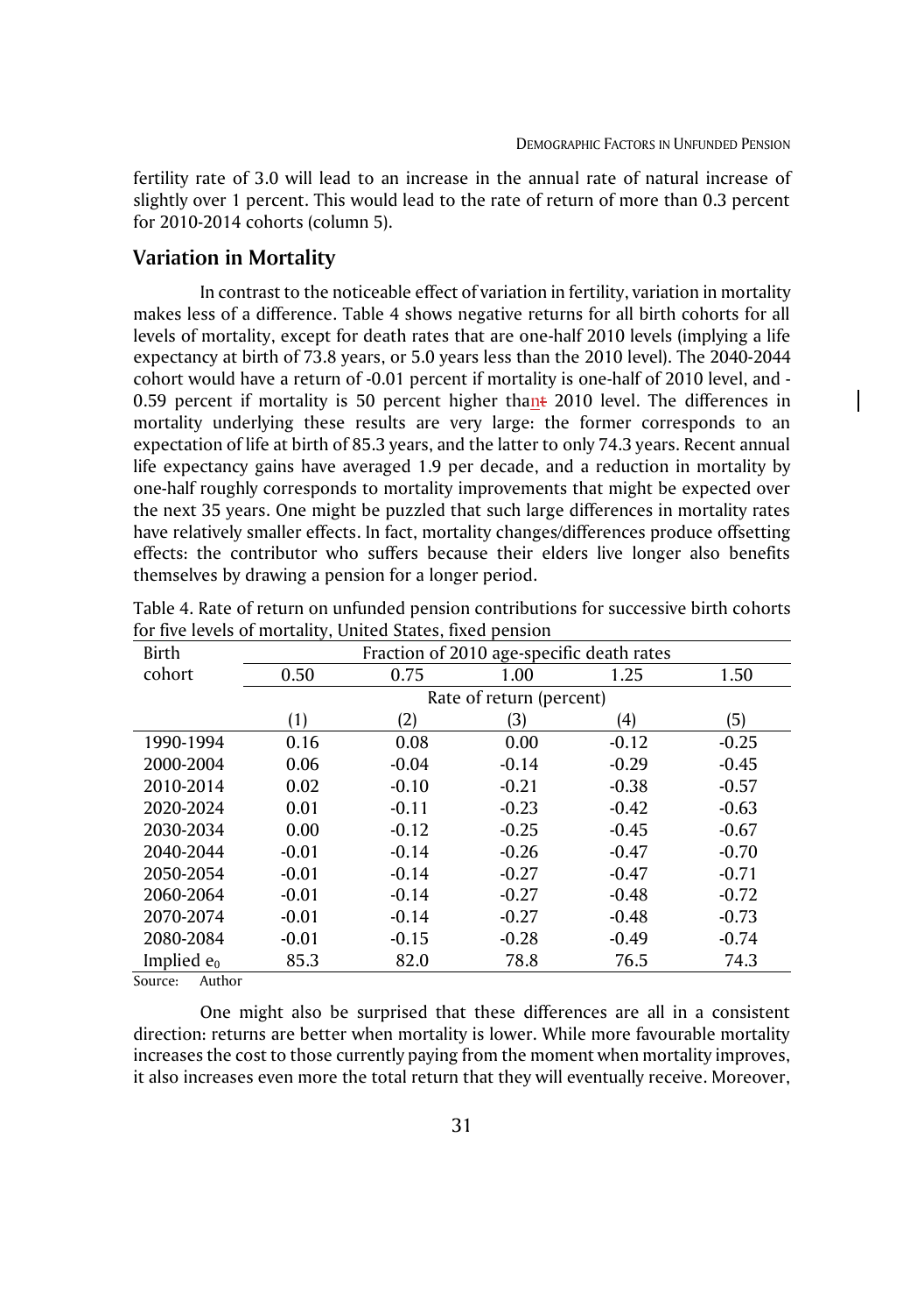fertility rate of 3.0 will lead to an increase in the annual rate of natural increase of slightly over 1 percent. This would lead to the rate of return of more than 0.3 percent for 2010-2014 cohorts (column 5).

## Variation in Mortality

In contrast to the noticeable effect of variation in fertility, variation in mortality makes less of a difference. Table 4 shows negative returns for all birth cohorts for all levels of mortality, except for death rates that are one-half 2010 levels (implying a life expectancy at birth of 73.8 years, or 5.0 years less than the 2010 level). The 2040-2044 cohort would have a return of -0.01 percent if mortality is one-half of 2010 level, and -0.59 percent if mortality is 50 percent higher thant 2010 level. The differences in mortality underlying these results are very large: the former corresponds to an expectation of life at birth of 85.3 years, and the latter to only 74.3 years. Recent annual life expectancy gains have averaged 1.9 per decade, and a reduction in mortality by one-half roughly corresponds to mortality improvements that might be expected over the next 35 years. One might be puzzled that such large differences in mortality rates have relatively smaller effects. In fact, mortality changes/differences produce offsetting effects: the contributor who suffers because their elders live longer also benefits themselves by drawing a pension for a longer period.

Table 4. Rate of return on unfunded pension contributions for successive birth cohorts for five levels of mortality, United States, fixed pension

| Birth cohort | Fraction of 2010 age-specific death rates | | | | |
|---|---|---|---|---|---|
| | 0.50 | 0.75 | 1.00 | 1.25 | 1.50 |
| | Rate of return (percent) | | | | |
| | (1) | (2) | (3) | (4) | (5) |
| 1990-1994 | 0.16 | 0.08 | 0.00 | -0.12 | -0.25 |
| 2000-2004 | 0.06 | -0.04 | -0.14 | -0.29 | -0.45 |
| 2010-2014 | 0.02 | -0.10 | -0.21 | -0.38 | -0.57 |
| 2020-2024 | 0.01 | -0.11 | -0.23 | -0.42 | -0.63 |
| 2030-2034 | 0.00 | -0.12 | -0.25 | -0.45 | -0.67 |
| 2040-2044 | -0.01 | -0.14 | -0.26 | -0.47 | -0.70 |
| 2050-2054 | -0.01 | -0.14 | -0.27 | -0.47 | -0.71 |
| 2060-2064 | -0.01 | -0.14 | -0.27 | -0.48 | -0.72 |
| 2070-2074 | -0.01 | -0.14 | -0.27 | -0.48 | -0.73 |
| 2080-2084 | -0.01 | -0.15 | -0.28 | -0.49 | -0.74 |
| Implied $e_0$ | 85.3 | 82.0 | 78.8 | 76.5 | 74.3 |

Source: Author

One might also be surprised that these differences are all in a consistent direction: returns are better when mortality is lower. While more favourable mortality increases the cost to those currently paying from the moment when mortality improves, it also increases even more the total return that they will eventually receive. Moreover,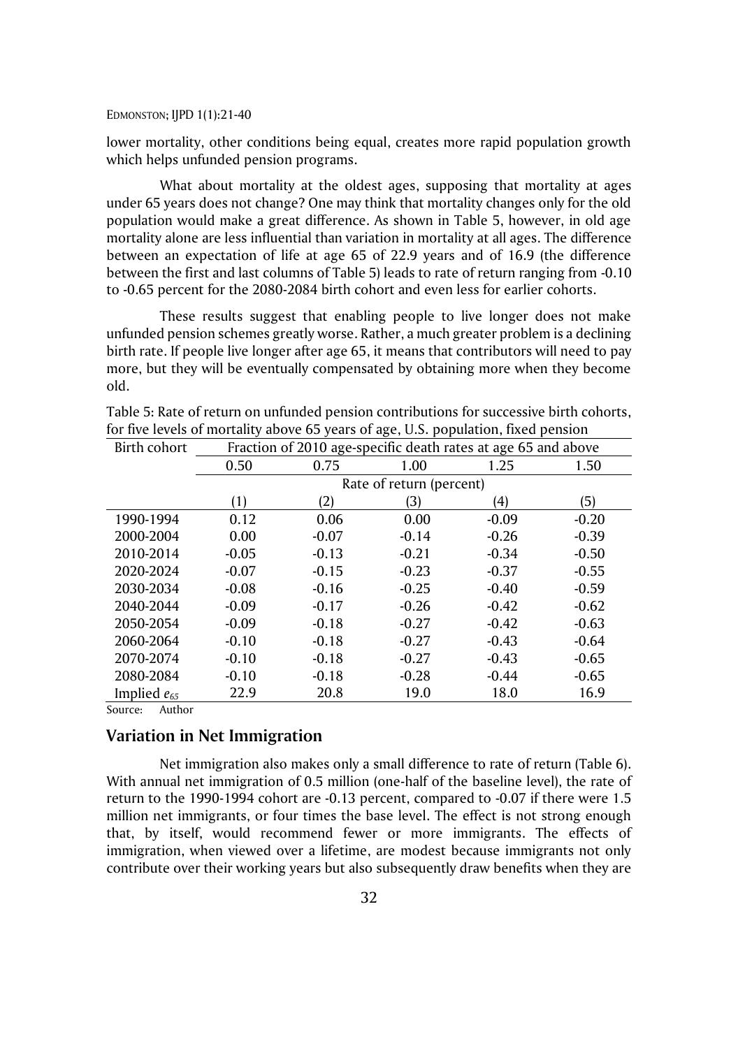lower mortality, other conditions being equal, creates more rapid population growth which helps unfunded pension programs.

What about mortality at the oldest ages, supposing that mortality at ages under 65 years does not change? One may think that mortality changes only for the old population would make a great difference. As shown in Table 5, however, in old age mortality alone are less influential than variation in mortality at all ages. The difference between an expectation of life at age 65 of 22.9 years and of 16.9 (the difference between the first and last columns of Table 5) leads to rate of return ranging from -0.10 to -0.65 percent for the 2080-2084 birth cohort and even less for earlier cohorts.

These results suggest that enabling people to live longer does not make unfunded pension schemes greatly worse. Rather, a much greater problem is a declining birth rate. If people live longer after age 65, it means that contributors will need to pay more, but they will be eventually compensated by obtaining more when they become old.

Table 5: Rate of return on unfunded pension contributions for successive birth cohorts, for five levels of mortality above 65 years of age, U.S. population, fixed pension

| Birth cohort | Fraction of 2010 age-specific death rates at age 65 and above | | | | |
|---|---|---|---|---|---|
| | 0.50 | 0.75 | 1.00 | 1.25 | 1.50 |
| | Rate of return (percent) | | | | |
| | (1) | (2) | (3) | (4) | (5) |
| 1990-1994 | 0.12 | 0.06 | 0.00 | -0.09 | -0.20 |
| 2000-2004 | 0.00 | -0.07 | -0.14 | -0.26 | -0.39 |
| 2010-2014 | -0.05 | -0.13 | -0.21 | -0.34 | -0.50 |
| 2020-2024 | -0.07 | -0.15 | -0.23 | -0.37 | -0.55 |
| 2030-2034 | -0.08 | -0.16 | -0.25 | -0.40 | -0.59 |
| 2040-2044 | -0.09 | -0.17 | -0.26 | -0.42 | -0.62 |
| 2050-2054 | -0.09 | -0.18 | -0.27 | -0.42 | -0.63 |
| 2060-2064 | -0.10 | -0.18 | -0.27 | -0.43 | -0.64 |
| 2070-2074 | -0.10 | -0.18 | -0.27 | -0.43 | -0.65 |
| 2080-2084 | -0.10 | -0.18 | -0.28 | -0.44 | -0.65 |
| Implied $e_{65}$ | 22.9 | 20.8 | 19.0 | 18.0 | 16.9 |

Source: Author

## Variation in Net Immigration

Net immigration also makes only a small difference to rate of return (Table 6). With annual net immigration of 0.5 million (one-half of the baseline level), the rate of return to the 1990-1994 cohort are -0.13 percent, compared to -0.07 if there were 1.5 million net immigrants, or four times the base level. The effect is not strong enough that, by itself, would recommend fewer or more immigrants. The effects of immigration, when viewed over a lifetime, are modest because immigrants not only contribute over their working years but also subsequently draw benefits when they are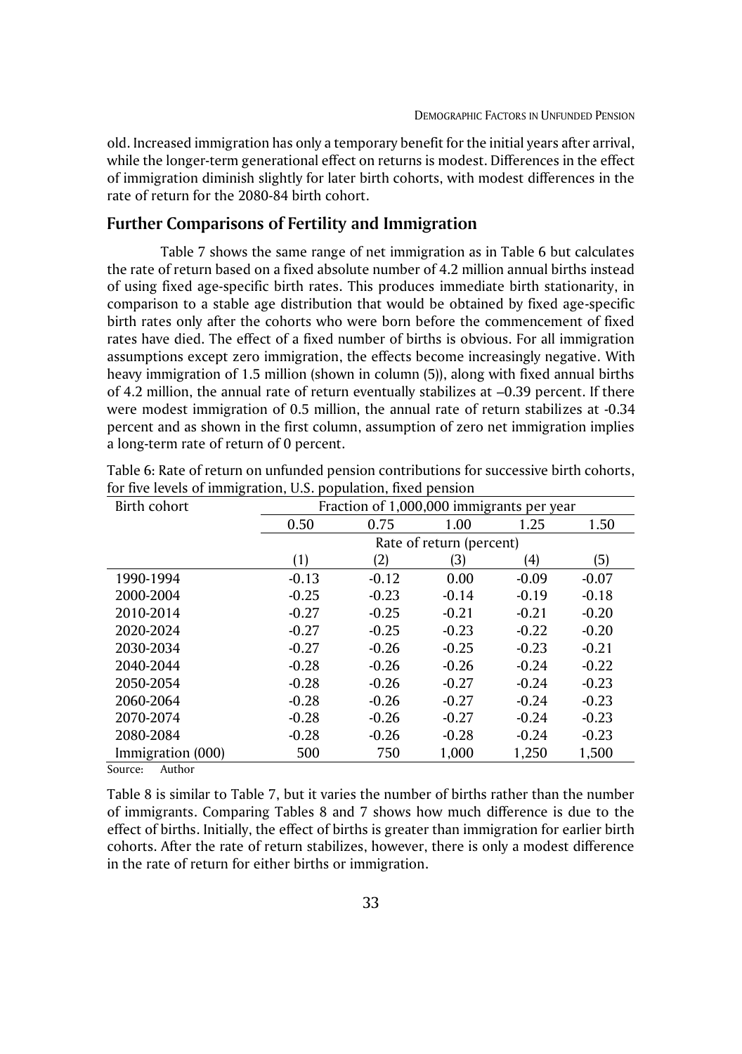old. Increased immigration has only a temporary benefit for the initial years after arrival, while the longer-term generational effect on returns is modest. Differences in the effect of immigration diminish slightly for later birth cohorts, with modest differences in the rate of return for the 2080-84 birth cohort.

## Further Comparisons of Fertility and Immigration

Table 7 shows the same range of net immigration as in Table 6 but calculates the rate of return based on a fixed absolute number of 4.2 million annual births instead of using fixed age-specific birth rates. This produces immediate birth stationarity, in comparison to a stable age distribution that would be obtained by fixed age-specific birth rates only after the cohorts who were born before the commencement of fixed rates have died. The effect of a fixed number of births is obvious. For all immigration assumptions except zero immigration, the effects become increasingly negative. With heavy immigration of 1.5 million (shown in column (5)), along with fixed annual births of 4.2 million, the annual rate of return eventually stabilizes at –0.39 percent. If there were modest immigration of 0.5 million, the annual rate of return stabilizes at -0.34 percent and as shown in the first column, assumption of zero net immigration implies a long-term rate of return of 0 percent.

Table 6: Rate of return on unfunded pension contributions for successive birth cohorts, for five levels of immigration, U.S. population, fixed pension

| Birth cohort | Fraction of 1,000,000 immigrants per year | | | | |
|---|---|---|---|---|---|
| | 0.50 | 0.75 | 1.00 | 1.25 | 1.50 |
| | Rate of return (percent) | | | | |
| | (1) | (2) | (3) | (4) | (5) |
| 1990-1994 | -0.13 | -0.12 | 0.00 | -0.09 | -0.07 |
| 2000-2004 | -0.25 | -0.23 | -0.14 | -0.19 | -0.18 |
| 2010-2014 | -0.27 | -0.25 | -0.21 | -0.21 | -0.20 |
| 2020-2024 | -0.27 | -0.25 | -0.23 | -0.22 | -0.20 |
| 2030-2034 | -0.27 | -0.26 | -0.25 | -0.23 | -0.21 |
| 2040-2044 | -0.28 | -0.26 | -0.26 | -0.24 | -0.22 |
| 2050-2054 | -0.28 | -0.26 | -0.27 | -0.24 | -0.23 |
| 2060-2064 | -0.28 | -0.26 | -0.27 | -0.24 | -0.23 |
| 2070-2074 | -0.28 | -0.26 | -0.27 | -0.24 | -0.23 |
| 2080-2084 | -0.28 | -0.26 | -0.28 | -0.24 | -0.23 |
| Immigration (000) | 500 | 750 | 1,000 | 1,250 | 1,500 |

Source: Author

Table 8 is similar to Table 7, but it varies the number of births rather than the number of immigrants. Comparing Tables 8 and 7 shows how much difference is due to the effect of births. Initially, the effect of births is greater than immigration for earlier birth cohorts. After the rate of return stabilizes, however, there is only a modest difference in the rate of return for either births or immigration.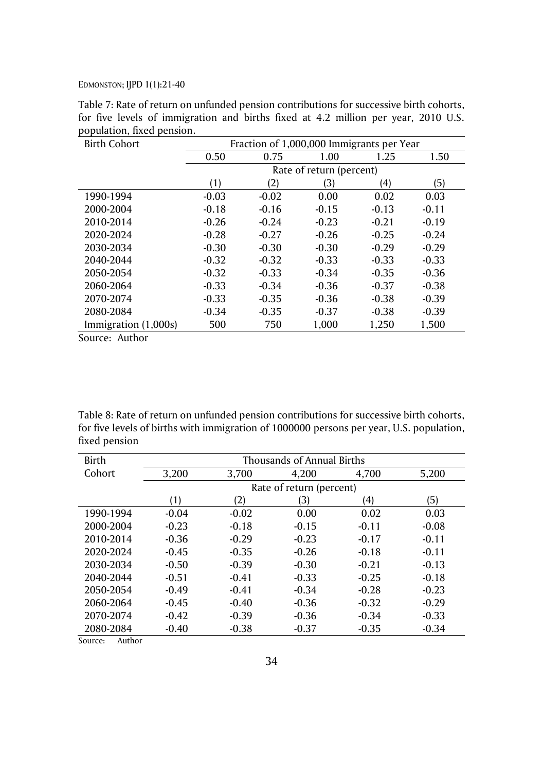Table 7: Rate of return on unfunded pension contributions for successive birth cohorts, for five levels of immigration and births fixed at 4.2 million per year, 2010 U.S. population, fixed pension.

| Birth Cohort | Fraction of 1,000,000 Immigrants per Year | | | | |
|---|---|---|---|---|---|
| | 0.50 | 0.75 | 1.00 | 1.25 | 1.50 |
| | Rate of return (percent) | | | | |
| | (1) | (2) | (3) | (4) | (5) |
| 1990-1994 | -0.03 | -0.02 | 0.00 | 0.02 | 0.03 |
| 2000-2004 | -0.18 | -0.16 | -0.15 | -0.13 | -0.11 |
| 2010-2014 | -0.26 | -0.24 | -0.23 | -0.21 | -0.19 |
| 2020-2024 | -0.28 | -0.27 | -0.26 | -0.25 | -0.24 |
| 2030-2034 | -0.30 | -0.30 | -0.30 | -0.29 | -0.29 |
| 2040-2044 | -0.32 | -0.32 | -0.33 | -0.33 | -0.33 |
| 2050-2054 | -0.32 | -0.33 | -0.34 | -0.35 | -0.36 |
| 2060-2064 | -0.33 | -0.34 | -0.36 | -0.37 | -0.38 |
| 2070-2074 | -0.33 | -0.35 | -0.36 | -0.38 | -0.39 |
| 2080-2084 | -0.34 | -0.35 | -0.37 | -0.38 | -0.39 |
| Immigration (1,000s) | 500 | 750 | 1,000 | 1,250 | 1,500 |

Source: Author

Table 8: Rate of return on unfunded pension contributions for successive birth cohorts, for five levels of births with immigration of 1000000 persons per year, U.S. population, fixed pension

| Birth Cohort | Thousands of Annual Births | | | | |
|---|---|---|---|---|---|
| | 3,200 | 3,700 | 4,200 | 4,700 | 5,200 |
| | Rate of return (percent) | | | | |
| | (1) | (2) | (3) | (4) | (5) |
| 1990-1994 | -0.04 | -0.02 | 0.00 | 0.02 | 0.03 |
| 2000-2004 | -0.23 | -0.18 | -0.15 | -0.11 | -0.08 |
| 2010-2014 | -0.36 | -0.29 | -0.23 | -0.17 | -0.11 |
| 2020-2024 | -0.45 | -0.35 | -0.26 | -0.18 | -0.11 |
| 2030-2034 | -0.50 | -0.39 | -0.30 | -0.21 | -0.13 |
| 2040-2044 | -0.51 | -0.41 | -0.33 | -0.25 | -0.18 |
| 2050-2054 | -0.49 | -0.41 | -0.34 | -0.28 | -0.23 |
| 2060-2064 | -0.45 | -0.40 | -0.36 | -0.32 | -0.29 |
| 2070-2074 | -0.42 | -0.39 | -0.36 | -0.34 | -0.33 |
| 2080-2084 | -0.40 | -0.38 | -0.37 | -0.35 | -0.34 |

Source: Author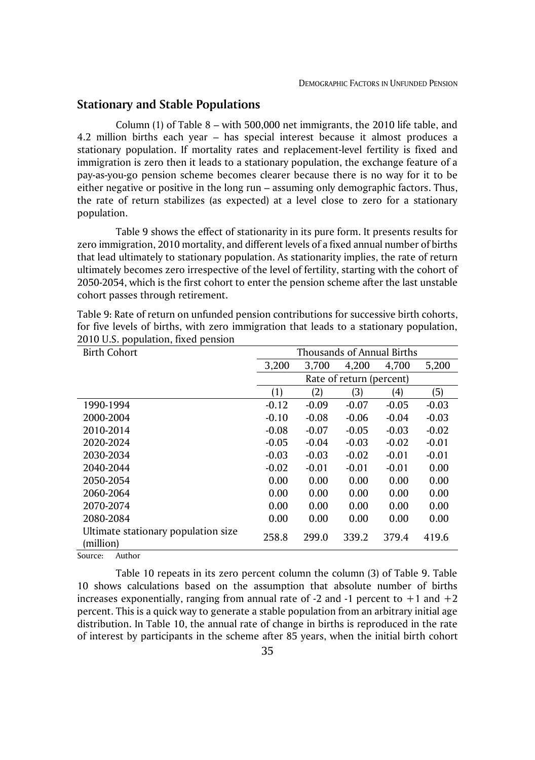## Stationary and Stable Populations

Column (1) of Table 8 – with 500,000 net immigrants, the 2010 life table, and 4.2 million births each year – has special interest because it almost produces a stationary population. If mortality rates and replacement-level fertility is fixed and immigration is zero then it leads to a stationary population, the exchange feature of a pay-as-you-go pension scheme becomes clearer because there is no way for it to be either negative or positive in the long run – assuming only demographic factors. Thus, the rate of return stabilizes (as expected) at a level close to zero for a stationary population.

Table 9 shows the effect of stationarity in its pure form. It presents results for zero immigration, 2010 mortality, and different levels of a fixed annual number of births that lead ultimately to stationary population. As stationarity implies, the rate of return ultimately becomes zero irrespective of the level of fertility, starting with the cohort of 2050-2054, which is the first cohort to enter the pension scheme after the last unstable cohort passes through retirement.

Table 9: Rate of return on unfunded pension contributions for successive birth cohorts, for five levels of births, with zero immigration that leads to a stationary population, 2010 U.S. population, fixed pension

| Birth Cohort | Thousands of Annual Births | | | | |
|---|---|---|---|---|---|
| | 3,200 | 3,700 | 4,200 | 4,700 | 5,200 |
| | Rate of return (percent) | | | | |
| | (1) | (2) | (3) | (4) | (5) |
| 1990-1994 | -0.12 | -0.09 | -0.07 | -0.05 | -0.03 |
| 2000-2004 | -0.10 | -0.08 | -0.06 | -0.04 | -0.03 |
| 2010-2014 | -0.08 | -0.07 | -0.05 | -0.03 | -0.02 |
| 2020-2024 | -0.05 | -0.04 | -0.03 | -0.02 | -0.01 |
| 2030-2034 | -0.03 | -0.03 | -0.02 | -0.01 | -0.01 |
| 2040-2044 | -0.02 | -0.01 | -0.01 | -0.01 | 0.00 |
| 2050-2054 | 0.00 | 0.00 | 0.00 | 0.00 | 0.00 |
| 2060-2064 | 0.00 | 0.00 | 0.00 | 0.00 | 0.00 |
| 2070-2074 | 0.00 | 0.00 | 0.00 | 0.00 | 0.00 |
| 2080-2084 | 0.00 | 0.00 | 0.00 | 0.00 | 0.00 |
| Ultimate stationary population size (million) | 258.8 | 299.0 | 339.2 | 379.4 | 419.6 |

Source: Author

Table 10 repeats in its zero percent column the column (3) of Table 9. Table 10 shows calculations based on the assumption that absolute number of births increases exponentially, ranging from annual rate of -2 and -1 percent to +1 and +2 percent. This is a quick way to generate a stable population from an arbitrary initial age distribution. In Table 10, the annual rate of change in births is reproduced in the rate of interest by participants in the scheme after 85 years, when the initial birth cohort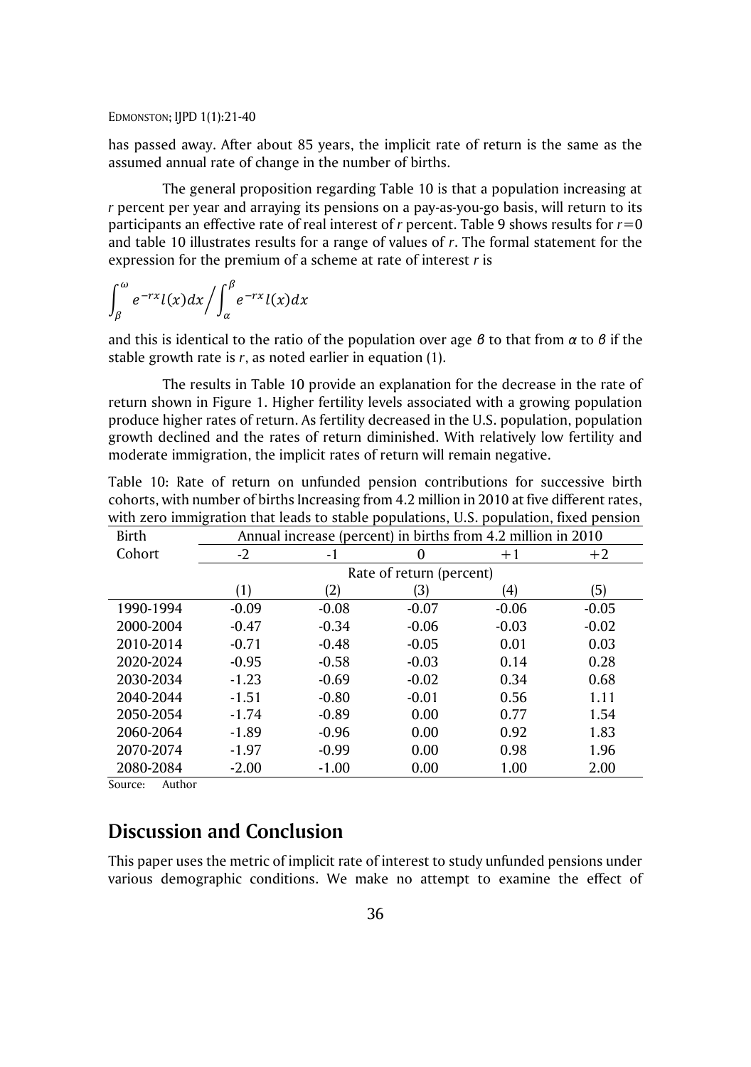has passed away. After about 85 years, the implicit rate of return is the same as the assumed annual rate of change in the number of births.

The general proposition regarding Table 10 is that a population increasing at $r$ percent per year and arraying its pensions on a pay-as-you-go basis, will return to its participants an effective rate of real interest of $r$ percent. Table 9 shows results for $r=0$ and table 10 illustrates results for a range of values of $r$. The formal statement for the expression for the premium of a scheme at rate of interest $r$ is

$$\int_{\beta}^{\omega} e^{-rx} l(x) dx \Big/ \int_{\alpha}^{\beta} e^{-rx} l(x) dx$$

and this is identical to the ratio of the population over age $\beta$ to that from $\alpha$ to $\beta$ if the stable growth rate is $r$, as noted earlier in equation (1).

The results in Table 10 provide an explanation for the decrease in the rate of return shown in Figure 1. Higher fertility levels associated with a growing population produce higher rates of return. As fertility decreased in the U.S. population, population growth declined and the rates of return diminished. With relatively low fertility and moderate immigration, the implicit rates of return will remain negative.

Table 10: Rate of return on unfunded pension contributions for successive birth cohorts, with number of births Increasing from 4.2 million in 2010 at five different rates, with zero immigration that leads to stable populations, U.S. population, fixed pension

| Birth Cohort | Annual increase (percent) in births from 4.2 million in 2010 | | | | |
|---|---|---|---|---|---|
| | -2 | -1 | 0 | +1 | +2 |
| | Rate of return (percent) | | | | |
| | (1) | (2) | (3) | (4) | (5) |
| 1990-1994 | -0.09 | -0.08 | -0.07 | -0.06 | -0.05 |
| 2000-2004 | -0.47 | -0.34 | -0.06 | -0.03 | -0.02 |
| 2010-2014 | -0.71 | -0.48 | -0.05 | 0.01 | 0.03 |
| 2020-2024 | -0.95 | -0.58 | -0.03 | 0.14 | 0.28 |
| 2030-2034 | -1.23 | -0.69 | -0.02 | 0.34 | 0.68 |
| 2040-2044 | -1.51 | -0.80 | -0.01 | 0.56 | 1.11 |
| 2050-2054 | -1.74 | -0.89 | 0.00 | 0.77 | 1.54 |
| 2060-2064 | -1.89 | -0.96 | 0.00 | 0.92 | 1.83 |
| 2070-2074 | -1.97 | -0.99 | 0.00 | 0.98 | 1.96 |
| 2080-2084 | -2.00 | -1.00 | 0.00 | 1.00 | 2.00 |

Source: Author

## Discussion and Conclusion

This paper uses the metric of implicit rate of interest to study unfunded pensions under various demographic conditions. We make no attempt to examine the effect of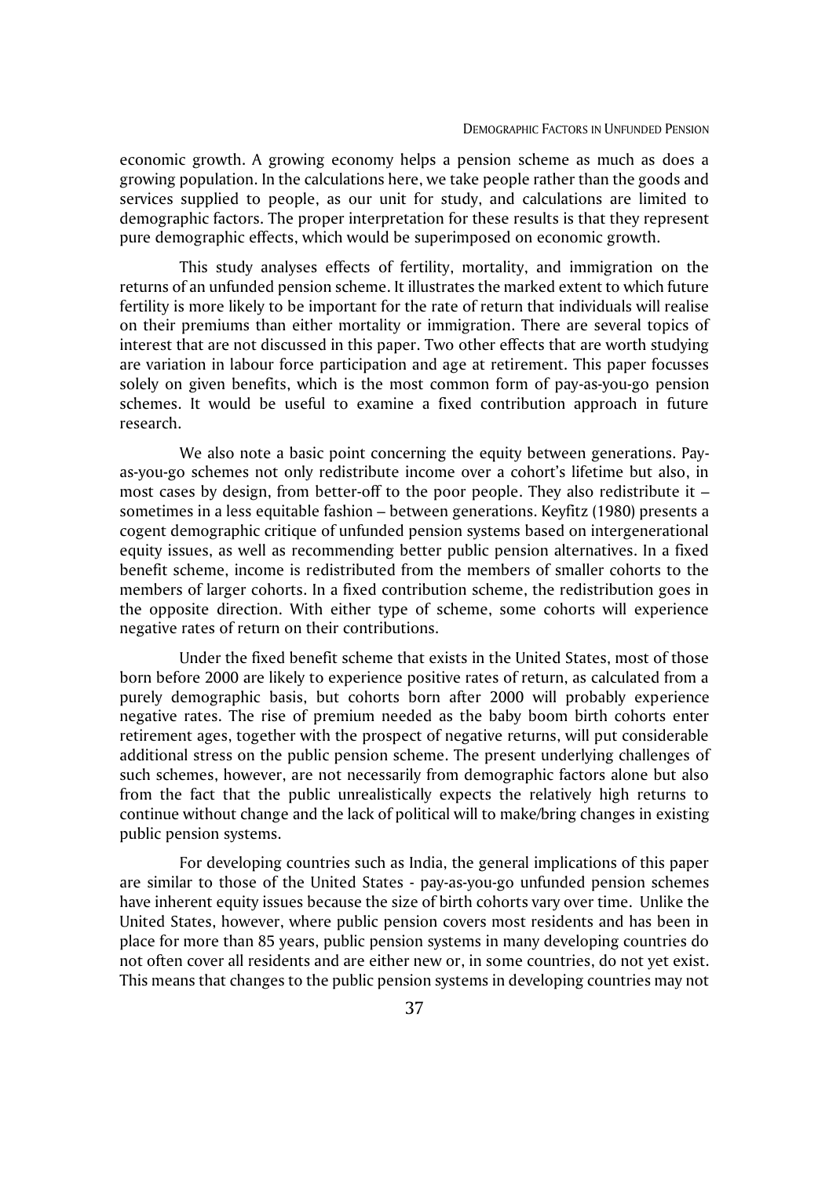economic growth. A growing economy helps a pension scheme as much as does a growing population. In the calculations here, we take people rather than the goods and services supplied to people, as our unit for study, and calculations are limited to demographic factors. The proper interpretation for these results is that they represent pure demographic effects, which would be superimposed on economic growth.

This study analyses effects of fertility, mortality, and immigration on the returns of an unfunded pension scheme. It illustrates the marked extent to which future fertility is more likely to be important for the rate of return that individuals will realise on their premiums than either mortality or immigration. There are several topics of interest that are not discussed in this paper. Two other effects that are worth studying are variation in labour force participation and age at retirement. This paper focusses solely on given benefits, which is the most common form of pay-as-you-go pension schemes. It would be useful to examine a fixed contribution approach in future research.

We also note a basic point concerning the equity between generations. Pay-as-you-go schemes not only redistribute income over a cohort's lifetime but also, in most cases by design, from better-off to the poor people. They also redistribute it – sometimes in a less equitable fashion – between generations. Keyfitz (1980) presents a cogent demographic critique of unfunded pension systems based on intergenerational equity issues, as well as recommending better public pension alternatives. In a fixed benefit scheme, income is redistributed from the members of smaller cohorts to the members of larger cohorts. In a fixed contribution scheme, the redistribution goes in the opposite direction. With either type of scheme, some cohorts will experience negative rates of return on their contributions.

Under the fixed benefit scheme that exists in the United States, most of those born before 2000 are likely to experience positive rates of return, as calculated from a purely demographic basis, but cohorts born after 2000 will probably experience negative rates. The rise of premium needed as the baby boom birth cohorts enter retirement ages, together with the prospect of negative returns, will put considerable additional stress on the public pension scheme. The present underlying challenges of such schemes, however, are not necessarily from demographic factors alone but also from the fact that the public unrealistically expects the relatively high returns to continue without change and the lack of political will to make/bring changes in existing public pension systems.

For developing countries such as India, the general implications of this paper are similar to those of the United States - pay-as-you-go unfunded pension schemes have inherent equity issues because the size of birth cohorts vary over time. Unlike the United States, however, where public pension covers most residents and has been in place for more than 85 years, public pension systems in many developing countries do not often cover all residents and are either new or, in some countries, do not yet exist. This means that changes to the public pension systems in developing countries may not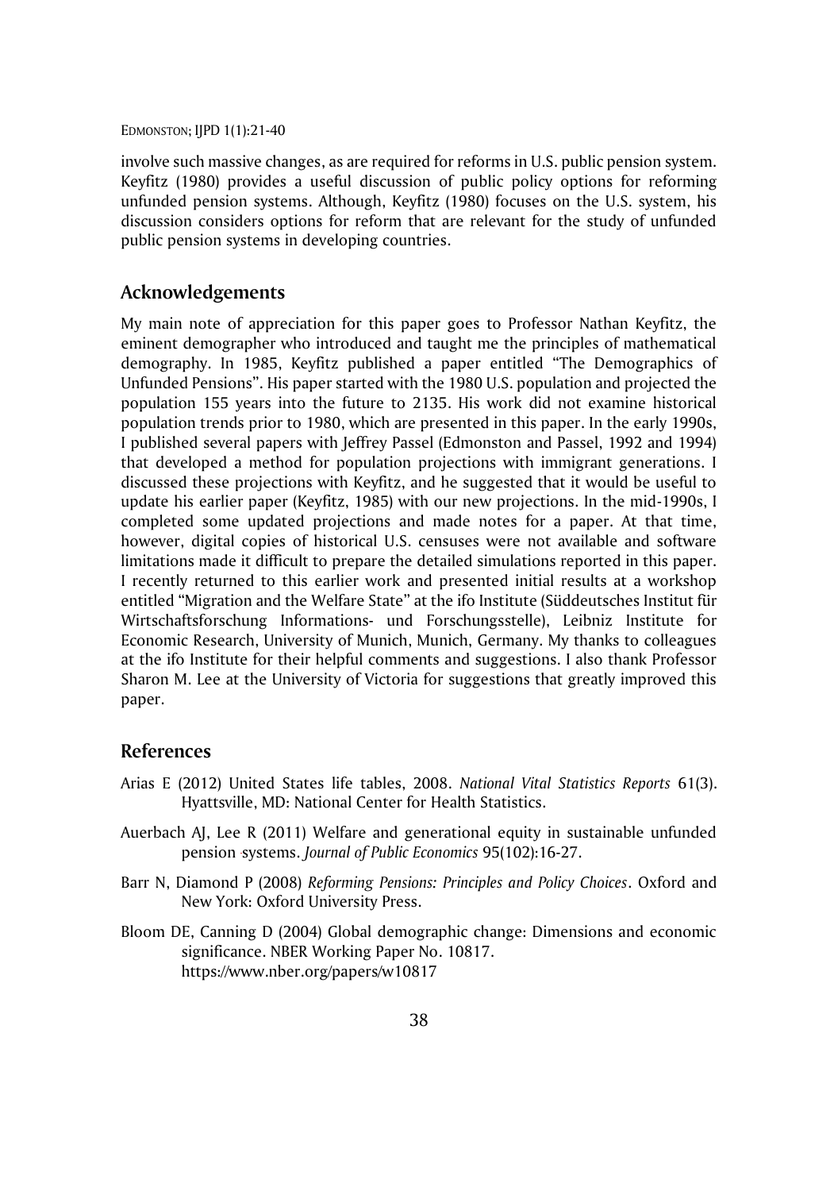involve such massive changes, as are required for reforms in U.S. public pension system. Keyfitz (1980) provides a useful discussion of public policy options for reforming unfunded pension systems. Although, Keyfitz (1980) focuses on the U.S. system, his discussion considers options for reform that are relevant for the study of unfunded public pension systems in developing countries.

## Acknowledgements

My main note of appreciation for this paper goes to Professor Nathan Keyfitz, the eminent demographer who introduced and taught me the principles of mathematical demography. In 1985, Keyfitz published a paper entitled "The Demographics of Unfunded Pensions". His paper started with the 1980 U.S. population and projected the population 155 years into the future to 2135. His work did not examine historical population trends prior to 1980, which are presented in this paper. In the early 1990s, I published several papers with Jeffrey Passel (Edmonston and Passel, 1992 and 1994) that developed a method for population projections with immigrant generations. I discussed these projections with Keyfitz, and he suggested that it would be useful to update his earlier paper (Keyfitz, 1985) with our new projections. In the mid-1990s, I completed some updated projections and made notes for a paper. At that time, however, digital copies of historical U.S. censuses were not available and software limitations made it difficult to prepare the detailed simulations reported in this paper. I recently returned to this earlier work and presented initial results at a workshop entitled "Migration and the Welfare State" at the ifo Institute (Süddeutsches Institut für Wirtschaftsforschung Informations- und Forschungsstelle), Leibniz Institute for Economic Research, University of Munich, Munich, Germany. My thanks to colleagues at the ifo Institute for their helpful comments and suggestions. I also thank Professor Sharon M. Lee at the University of Victoria for suggestions that greatly improved this paper.

## References

Arias E (2012) United States life tables, 2008. *National Vital Statistics Reports* 61(3). Hyattsville, MD: National Center for Health Statistics.

Auerbach AJ, Lee R (2011) Welfare and generational equity in sustainable unfunded pension systems. *Journal of Public Economics* 95(102):16-27.

Barr N, Diamond P (2008) *Reforming Pensions: Principles and Policy Choices*. Oxford and New York: Oxford University Press.

Bloom DE, Canning D (2004) Global demographic change: Dimensions and economic significance. NBER Working Paper No. 10817. https://www.nber.org/papers/w10817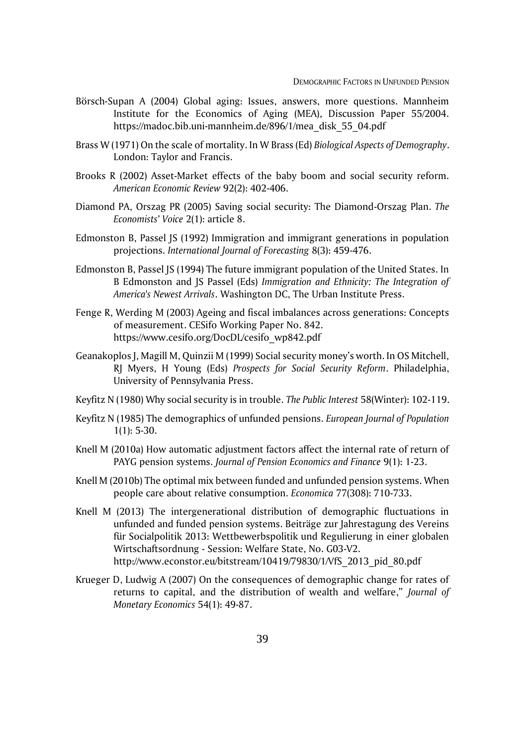Börsch-Supan A (2004) Global aging: Issues, answers, more questions. Mannheim Institute for the Economics of Aging (MEA), Discussion Paper 55/2004. https://madoc.bib.uni-mannheim.de/896/1/mea_disk_55_04.pdf

Brass W (1971) On the scale of mortality. In W Brass (Ed) *Biological Aspects of Demography*. London: Taylor and Francis.

Brooks R (2002) Asset-Market effects of the baby boom and social security reform. *American Economic Review* 92(2): 402-406.

Diamond PA, Orszag PR (2005) Saving social security: The Diamond-Orszag Plan. *The Economists' Voice* 2(1): article 8.

Edmonston B, Passel JS (1992) Immigration and immigrant generations in population projections. *International Journal of Forecasting* 8(3): 459-476.

Edmonston B, Passel JS (1994) The future immigrant population of the United States. In B Edmonston and JS Passel (Eds) *Immigration and Ethnicity: The Integration of America's Newest Arrivals*. Washington DC, The Urban Institute Press.

Fenge R, Werding M (2003) Ageing and fiscal imbalances across generations: Concepts of measurement. CESifo Working Paper No. 842. https://www.cesifo.org/DocDL/cesifo_wp842.pdf

Geanakoplos J, Magill M, Quinzii M (1999) Social security money's worth. In OS Mitchell, RJ Myers, H Young (Eds) *Prospects for Social Security Reform*. Philadelphia, University of Pennsylvania Press.

Keyfitz N (1980) Why social security is in trouble. *The Public Interest* 58(Winter): 102-119.

Keyfitz N (1985) The demographics of unfunded pensions. *European Journal of Population* 1(1): 5-30.

Knell M (2010a) How automatic adjustment factors affect the internal rate of return of PAYG pension systems. *Journal of Pension Economics and Finance* 9(1): 1-23.

Knell M (2010b) The optimal mix between funded and unfunded pension systems. When people care about relative consumption. *Economica* 77(308): 710-733.

Knell M (2013) The intergenerational distribution of demographic fluctuations in unfunded and funded pension systems. Beiträge zur Jahrestagung des Vereins für Socialpolitik 2013: Wettbewerbspolitik und Regulierung in einer globalen Wirtschaftsordnung - Session: Welfare State, No. G03-V2. http://www.econstor.eu/bitstream/10419/79830/1/VfS_2013_pid_80.pdf

Krueger D, Ludwig A (2007) On the consequences of demographic change for rates of returns to capital, and the distribution of wealth and welfare," *Journal of Monetary Economics* 54(1): 49-87.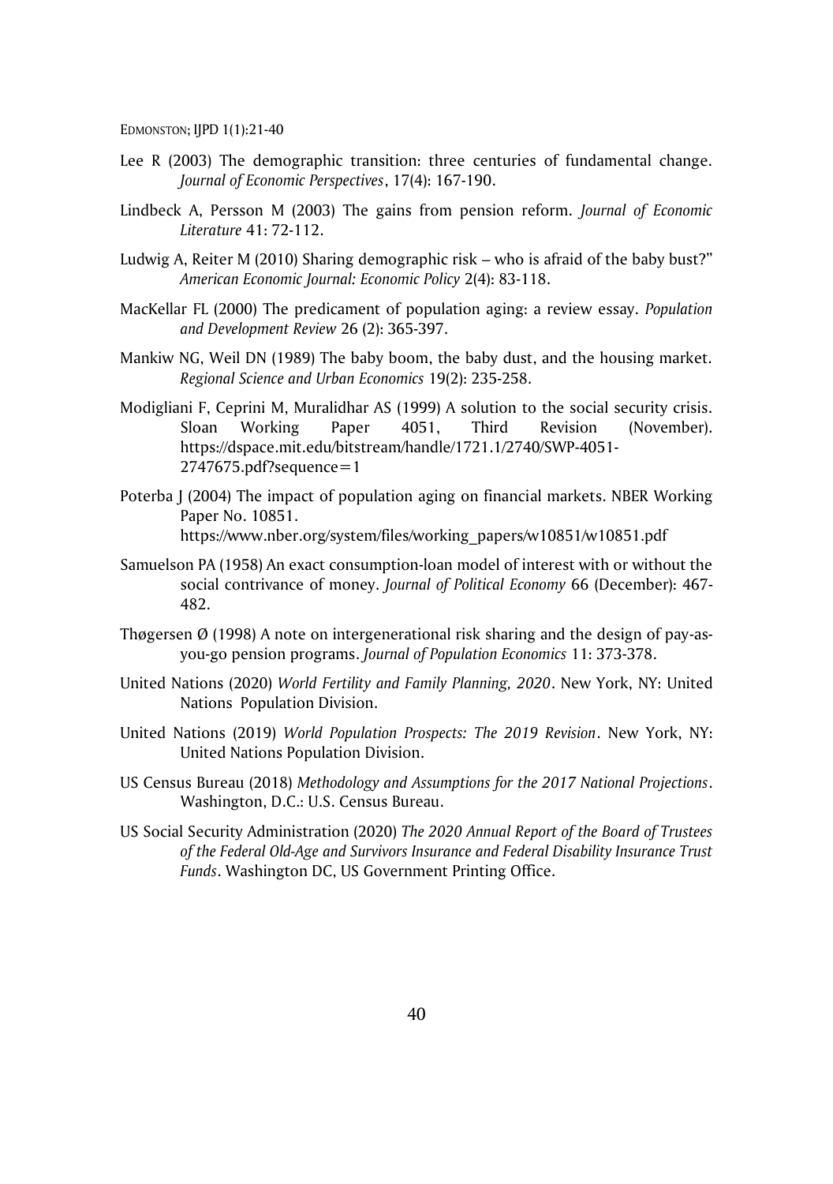Lee R (2003) The demographic transition: three centuries of fundamental change. *Journal of Economic Perspectives*, 17(4): 167-190.

Lindbeck A, Persson M (2003) The gains from pension reform. *Journal of Economic Literature* 41: 72-112.

Ludwig A, Reiter M (2010) Sharing demographic risk – who is afraid of the baby bust?" *American Economic Journal: Economic Policy* 2(4): 83-118.

MacKellar FL (2000) The predicament of population aging: a review essay. *Population and Development Review* 26 (2): 365-397.

Mankiw NG, Weil DN (1989) The baby boom, the baby dust, and the housing market. *Regional Science and Urban Economics* 19(2): 235-258.

Modigliani F, Ceprini M, Muralidhar AS (1999) A solution to the social security crisis. Sloan Working Paper 4051, Third Revision (November). https://dspace.mit.edu/bitstream/handle/1721.1/2740/SWP-4051-2747675.pdf?sequence=1

Poterba J (2004) The impact of population aging on financial markets. NBER Working Paper No. 10851. https://www.nber.org/system/files/working_papers/w10851/w10851.pdf

Samuelson PA (1958) An exact consumption-loan model of interest with or without the social contrivance of money. *Journal of Political Economy* 66 (December): 467-482.

Thøgersen Ø (1998) A note on intergenerational risk sharing and the design of pay-as-you-go pension programs. *Journal of Population Economics* 11: 373-378.

United Nations (2020) *World Fertility and Family Planning, 2020*. New York, NY: United Nations Population Division.

United Nations (2019) *World Population Prospects: The 2019 Revision*. New York, NY: United Nations Population Division.

US Census Bureau (2018) *Methodology and Assumptions for the 2017 National Projections*. Washington, D.C.: U.S. Census Bureau.

US Social Security Administration (2020) *The 2020 Annual Report of the Board of Trustees of the Federal Old-Age and Survivors Insurance and Federal Disability Insurance Trust Funds*. Washington DC, US Government Printing Office.